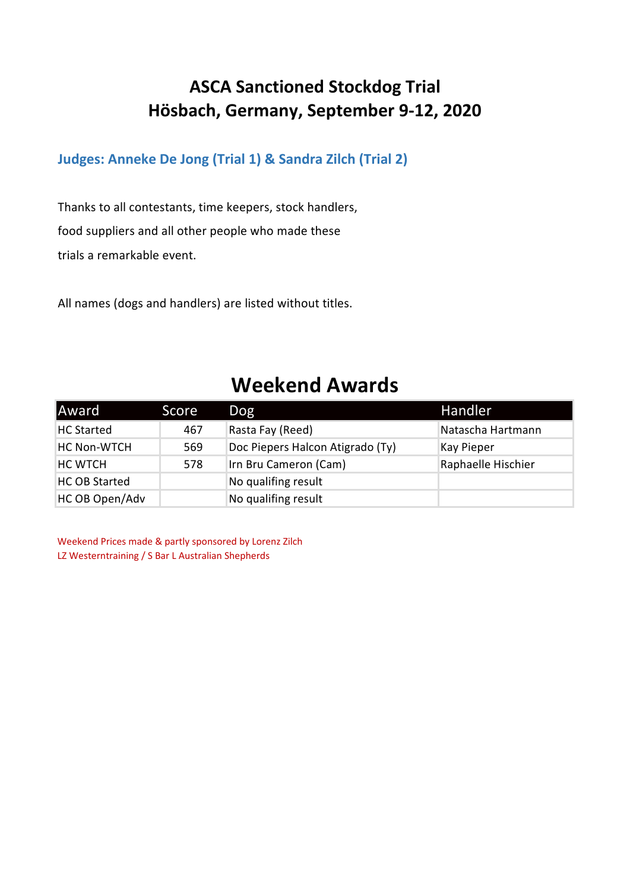# ASCA Sanctioned Stockdog Trial
# Hösbach, Germany, September 9-12, 2020

### Judges: Anneke De Jong (Trial 1) & Sandra Zilch (Trial 2)

Thanks to all contestants, time keepers, stock handlers, food suppliers and all other people who made these trials a remarkable event.

All names (dogs and handlers) are listed without titles.

## Weekend Awards

| Award | Score | Dog | Handler |
|---|---|---|---|
| HC Started | 467 | Rasta Fay (Reed) | Natascha Hartmann |
| HC Non-WTCH | 569 | Doc Piepers Halcon Atigrado (Ty) | Kay Pieper |
| HC WTCH | 578 | Irn Bru Cameron (Cam) | Raphaelle Hischier |
| HC OB Started | | No qualifing result | |
| HC OB Open/Adv | | No qualifing result | |

Weekend Prices made & partly sponsored by Lorenz Zilch
LZ Westerntraining / S Bar L Australian Shepherds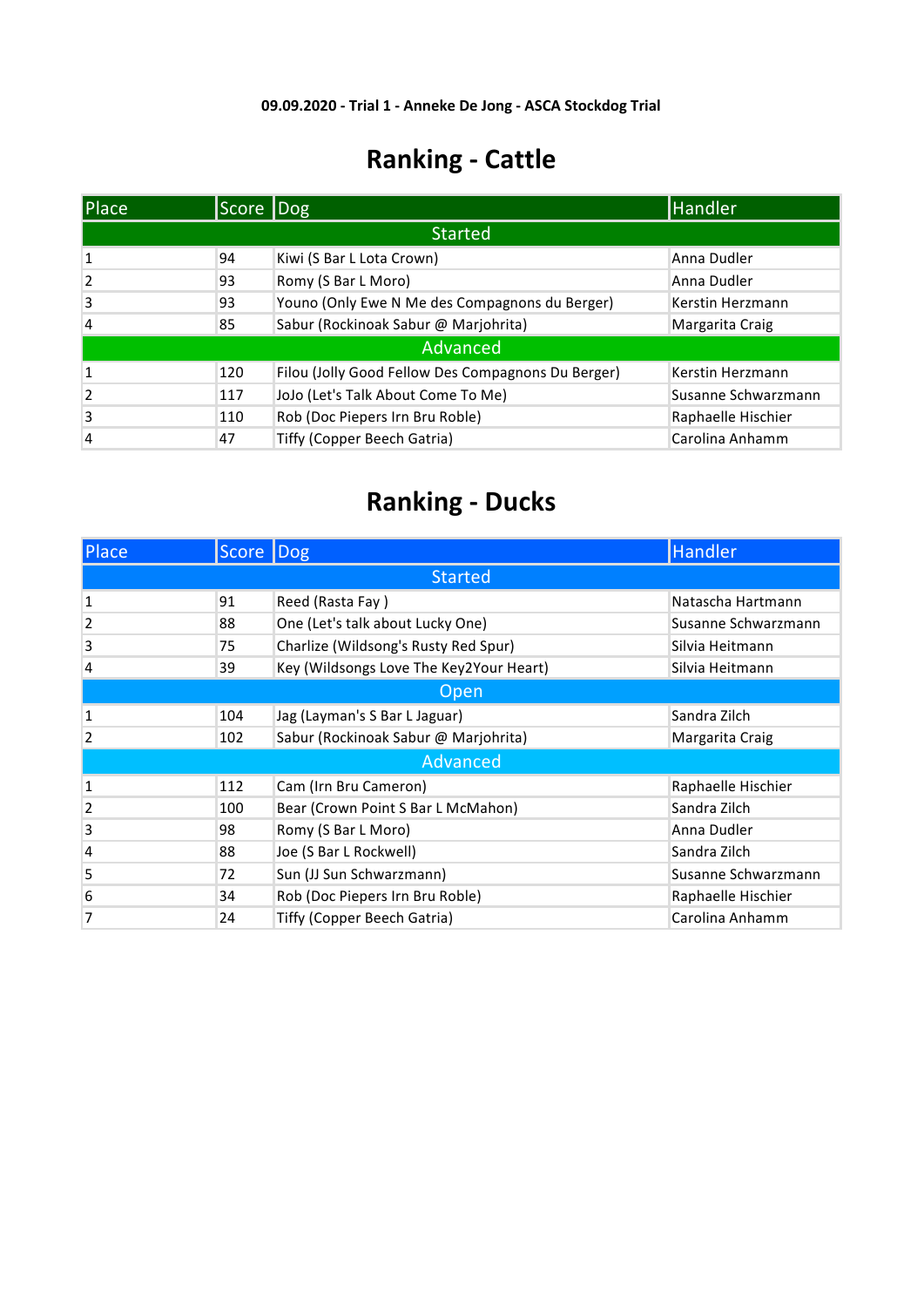**09.09.2020 - Trial 1 - Anneke De Jong - ASCA Stockdog Trial**

# Ranking - Cattle

| Place | Score | Dog | Handler |
|---|---|---|---|
| Started | | | |
| 1 | 94 | Kiwi (S Bar L Lota Crown) | Anna Dudler |
| 2 | 93 | Romy (S Bar L Moro) | Anna Dudler |
| 3 | 93 | Youno (Only Ewe N Me des Compagnons du Berger) | Kerstin Herzmann |
| 4 | 85 | Sabur (Rockinoak Sabur @ Marjohrita) | Margarita Craig |
| Advanced | | | |
| 1 | 120 | Filou (Jolly Good Fellow Des Compagnons Du Berger) | Kerstin Herzmann |
| 2 | 117 | JoJo (Let's Talk About Come To Me) | Susanne Schwarzmann |
| 3 | 110 | Rob (Doc Piepers Irn Bru Roble) | Raphaelle Hischier |
| 4 | 47 | Tiffy (Copper Beech Gatria) | Carolina Anhamm |

# Ranking - Ducks

| Place | Score | Dog | Handler |
|---|---|---|---|
| Started | | | |
| 1 | 91 | Reed (Rasta Fay ) | Natascha Hartmann |
| 2 | 88 | One (Let's talk about Lucky One) | Susanne Schwarzmann |
| 3 | 75 | Charlize (Wildsong's Rusty Red Spur) | Silvia Heitmann |
| 4 | 39 | Key (Wildsongs Love The Key2Your Heart) | Silvia Heitmann |
| Open | | | |
| 1 | 104 | Jag (Layman's S Bar L Jaguar) | Sandra Zilch |
| 2 | 102 | Sabur (Rockinoak Sabur @ Marjohrita) | Margarita Craig |
| Advanced | | | |
| 1 | 112 | Cam (Irn Bru Cameron) | Raphaelle Hischier |
| 2 | 100 | Bear (Crown Point S Bar L McMahon) | Sandra Zilch |
| 3 | 98 | Romy (S Bar L Moro) | Anna Dudler |
| 4 | 88 | Joe (S Bar L Rockwell) | Sandra Zilch |
| 5 | 72 | Sun (JJ Sun Schwarzmann) | Susanne Schwarzmann |
| 6 | 34 | Rob (Doc Piepers Irn Bru Roble) | Raphaelle Hischier |
| 7 | 24 | Tiffy (Copper Beech Gatria) | Carolina Anhamm |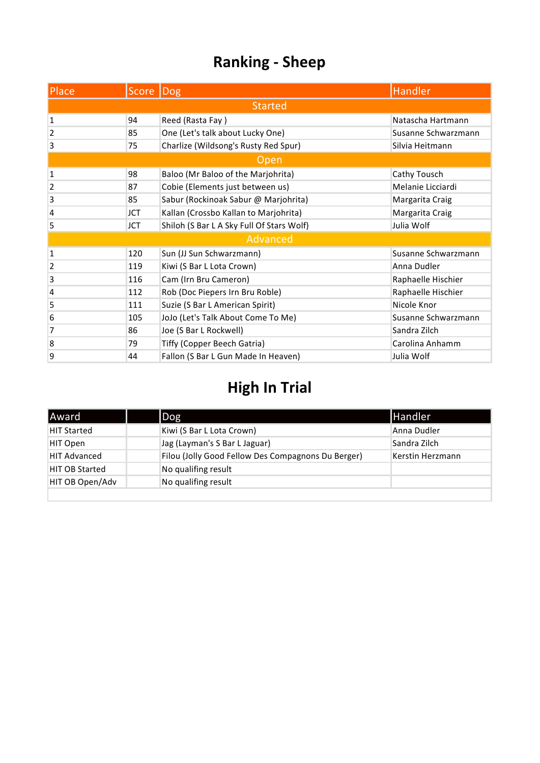# Ranking - Sheep

| Place | Score | Dog | Handler |
|---|---|---|---|
| Started | | | |
| 1 | 94 | Reed (Rasta Fay ) | Natascha Hartmann |
| 2 | 85 | One (Let's talk about Lucky One) | Susanne Schwarzmann |
| 3 | 75 | Charlize (Wildsong's Rusty Red Spur) | Silvia Heitmann |
| Open | | | |
| 1 | 98 | Baloo (Mr Baloo of the Marjohrita) | Cathy Tousch |
| 2 | 87 | Cobie (Elements just between us) | Melanie Licciardi |
| 3 | 85 | Sabur (Rockinoak Sabur @ Marjohrita) | Margarita Craig |
| 4 | JCT | Kallan (Crossbo Kallan to Marjohrita) | Margarita Craig |
| 5 | JCT | Shiloh (S Bar L A Sky Full Of Stars Wolf) | Julia Wolf |
| Advanced | | | |
| 1 | 120 | Sun (JJ Sun Schwarzmann) | Susanne Schwarzmann |
| 2 | 119 | Kiwi (S Bar L Lota Crown) | Anna Dudler |
| 3 | 116 | Cam (Irn Bru Cameron) | Raphaelle Hischier |
| 4 | 112 | Rob (Doc Piepers Irn Bru Roble) | Raphaelle Hischier |
| 5 | 111 | Suzie (S Bar L American Spirit) | Nicole Knor |
| 6 | 105 | JoJo (Let's Talk About Come To Me) | Susanne Schwarzmann |
| 7 | 86 | Joe (S Bar L Rockwell) | Sandra Zilch |
| 8 | 79 | Tiffy (Copper Beech Gatria) | Carolina Anhamm |
| 9 | 44 | Fallon (S Bar L Gun Made In Heaven) | Julia Wolf |

# High In Trial

| Award | | Dog | Handler |
|---|---|---|---|
| HIT Started | | Kiwi (S Bar L Lota Crown) | Anna Dudler |
| HIT Open | | Jag (Layman's S Bar L Jaguar) | Sandra Zilch |
| HIT Advanced | | Filou (Jolly Good Fellow Des Compagnons Du Berger) | Kerstin Herzmann |
| HIT OB Started | | No qualifing result | |
| HIT OB Open/Adv | | No qualifing result | |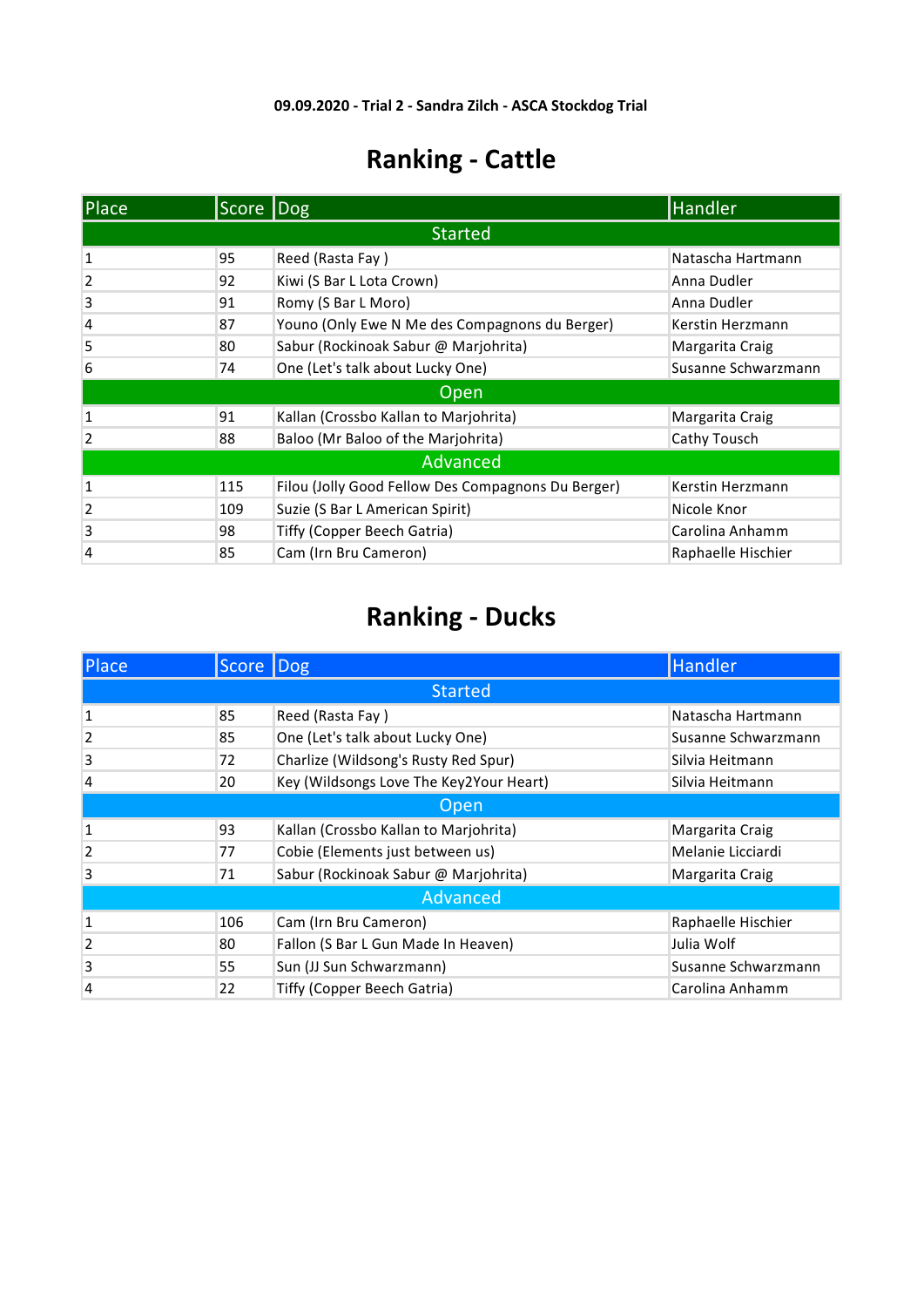**09.09.2020 - Trial 2 - Sandra Zilch - ASCA Stockdog Trial**

# Ranking - Cattle

| Place | Score | Dog | Handler |
|---|---|---|---|
| **Started** | | | |
| 1 | 95 | Reed (Rasta Fay ) | Natascha Hartmann |
| 2 | 92 | Kiwi (S Bar L Lota Crown) | Anna Dudler |
| 3 | 91 | Romy (S Bar L Moro) | Anna Dudler |
| 4 | 87 | Youno (Only Ewe N Me des Compagnons du Berger) | Kerstin Herzmann |
| 5 | 80 | Sabur (Rockinoak Sabur @ Marjohrita) | Margarita Craig |
| 6 | 74 | One (Let's talk about Lucky One) | Susanne Schwarzmann |
| **Open** | | | |
| 1 | 91 | Kallan (Crossbo Kallan to Marjohrita) | Margarita Craig |
| 2 | 88 | Baloo (Mr Baloo of the Marjohrita) | Cathy Tousch |
| **Advanced** | | | |
| 1 | 115 | Filou (Jolly Good Fellow Des Compagnons Du Berger) | Kerstin Herzmann |
| 2 | 109 | Suzie (S Bar L American Spirit) | Nicole Knor |
| 3 | 98 | Tiffy (Copper Beech Gatria) | Carolina Anhamm |
| 4 | 85 | Cam (Irn Bru Cameron) | Raphaelle Hischier |

# Ranking - Ducks

| Place | Score | Dog | Handler |
|---|---|---|---|
| **Started** | | | |
| 1 | 85 | Reed (Rasta Fay ) | Natascha Hartmann |
| 2 | 85 | One (Let's talk about Lucky One) | Susanne Schwarzmann |
| 3 | 72 | Charlize (Wildsong's Rusty Red Spur) | Silvia Heitmann |
| 4 | 20 | Key (Wildsongs Love The Key2Your Heart) | Silvia Heitmann |
| **Open** | | | |
| 1 | 93 | Kallan (Crossbo Kallan to Marjohrita) | Margarita Craig |
| 2 | 77 | Cobie (Elements just between us) | Melanie Licciardi |
| 3 | 71 | Sabur (Rockinoak Sabur @ Marjohrita) | Margarita Craig |
| **Advanced** | | | |
| 1 | 106 | Cam (Irn Bru Cameron) | Raphaelle Hischier |
| 2 | 80 | Fallon (S Bar L Gun Made In Heaven) | Julia Wolf |
| 3 | 55 | Sun (JJ Sun Schwarzmann) | Susanne Schwarzmann |
| 4 | 22 | Tiffy (Copper Beech Gatria) | Carolina Anhamm |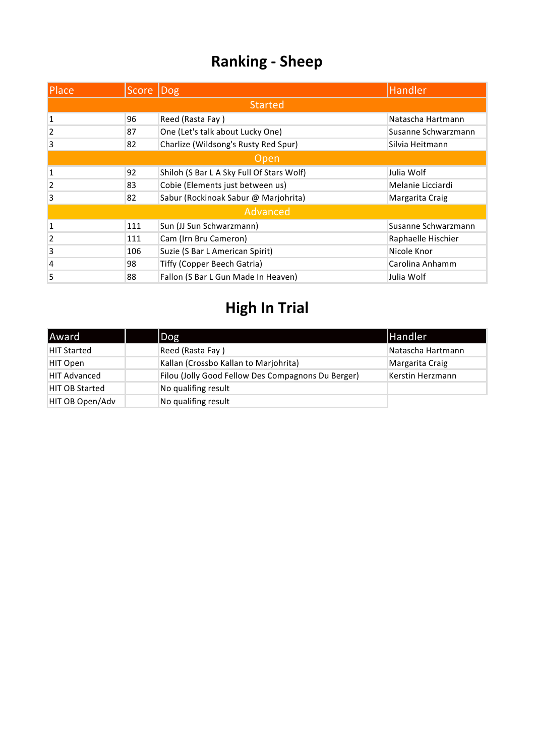# Ranking - Sheep

| Place | Score | Dog | Handler |
|---|---|---|---|
| Started | | | |
| 1 | 96 | Reed (Rasta Fay ) | Natascha Hartmann |
| 2 | 87 | One (Let's talk about Lucky One) | Susanne Schwarzmann |
| 3 | 82 | Charlize (Wildsong's Rusty Red Spur) | Silvia Heitmann |
| Open | | | |
| 1 | 92 | Shiloh (S Bar L A Sky Full Of Stars Wolf) | Julia Wolf |
| 2 | 83 | Cobie (Elements just between us) | Melanie Licciardi |
| 3 | 82 | Sabur (Rockinoak Sabur @ Marjohrita) | Margarita Craig |
| Advanced | | | |
| 1 | 111 | Sun (JJ Sun Schwarzmann) | Susanne Schwarzmann |
| 2 | 111 | Cam (Irn Bru Cameron) | Raphaelle Hischier |
| 3 | 106 | Suzie (S Bar L American Spirit) | Nicole Knor |
| 4 | 98 | Tiffy (Copper Beech Gatria) | Carolina Anhamm |
| 5 | 88 | Fallon (S Bar L Gun Made In Heaven) | Julia Wolf |

# High In Trial

| Award | | Dog | Handler |
|---|---|---|---|
| HIT Started | | Reed (Rasta Fay ) | Natascha Hartmann |
| HIT Open | | Kallan (Crossbo Kallan to Marjohrita) | Margarita Craig |
| HIT Advanced | | Filou (Jolly Good Fellow Des Compagnons Du Berger) | Kerstin Herzmann |
| HIT OB Started | | No qualifing result | |
| HIT OB Open/Adv | | No qualifing result | |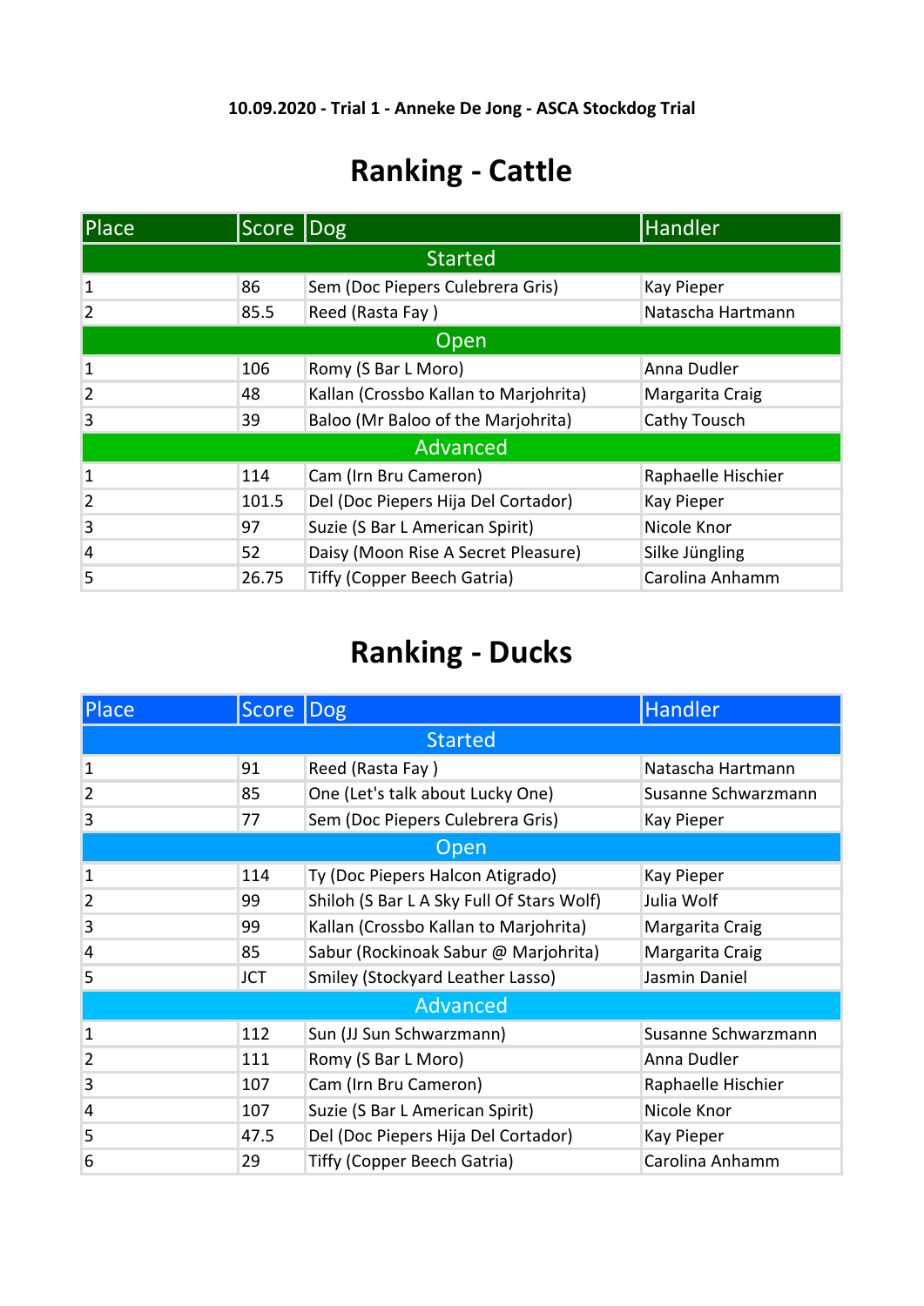**10.09.2020 - Trial 1 - Anneke De Jong - ASCA Stockdog Trial**

# Ranking - Cattle

| Place | Score | Dog | Handler |
|---|---|---|---|
| Started | | | |
| 1 | 86 | Sem (Doc Piepers Culebrera Gris) | Kay Pieper |
| 2 | 85.5 | Reed (Rasta Fay ) | Natascha Hartmann |
| Open | | | |
| 1 | 106 | Romy (S Bar L Moro) | Anna Dudler |
| 2 | 48 | Kallan (Crossbo Kallan to Marjohrita) | Margarita Craig |
| 3 | 39 | Baloo (Mr Baloo of the Marjohrita) | Cathy Tousch |
| Advanced | | | |
| 1 | 114 | Cam (Irn Bru Cameron) | Raphaelle Hischier |
| 2 | 101.5 | Del (Doc Piepers Hija Del Cortador) | Kay Pieper |
| 3 | 97 | Suzie (S Bar L American Spirit) | Nicole Knor |
| 4 | 52 | Daisy (Moon Rise A Secret Pleasure) | Silke Jüngling |
| 5 | 26.75 | Tiffy (Copper Beech Gatria) | Carolina Anhamm |

# Ranking - Ducks

| Place | Score | Dog | Handler |
|---|---|---|---|
| Started | | | |
| 1 | 91 | Reed (Rasta Fay ) | Natascha Hartmann |
| 2 | 85 | One (Let's talk about Lucky One) | Susanne Schwarzmann |
| 3 | 77 | Sem (Doc Piepers Culebrera Gris) | Kay Pieper |
| Open | | | |
| 1 | 114 | Ty (Doc Piepers Halcon Atigrado) | Kay Pieper |
| 2 | 99 | Shiloh (S Bar L A Sky Full Of Stars Wolf) | Julia Wolf |
| 3 | 99 | Kallan (Crossbo Kallan to Marjohrita) | Margarita Craig |
| 4 | 85 | Sabur (Rockinoak Sabur @ Marjohrita) | Margarita Craig |
| 5 | JCT | Smiley (Stockyard Leather Lasso) | Jasmin Daniel |
| Advanced | | | |
| 1 | 112 | Sun (JJ Sun Schwarzmann) | Susanne Schwarzmann |
| 2 | 111 | Romy (S Bar L Moro) | Anna Dudler |
| 3 | 107 | Cam (Irn Bru Cameron) | Raphaelle Hischier |
| 4 | 107 | Suzie (S Bar L American Spirit) | Nicole Knor |
| 5 | 47.5 | Del (Doc Piepers Hija Del Cortador) | Kay Pieper |
| 6 | 29 | Tiffy (Copper Beech Gatria) | Carolina Anhamm |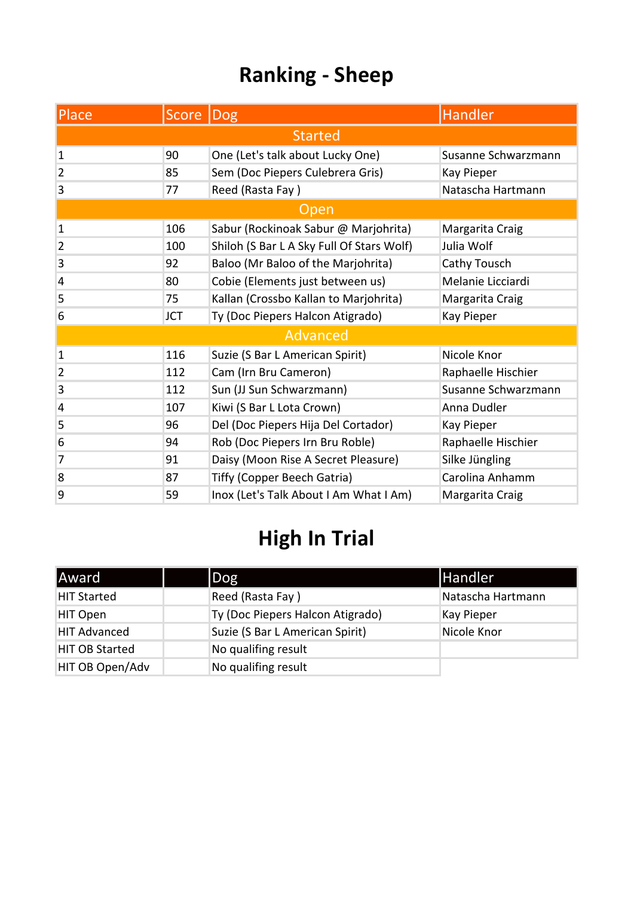# Ranking - Sheep

| Place | Score | Dog | Handler |
|---|---|---|---|
| Started | | | |
| 1 | 90 | One (Let's talk about Lucky One) | Susanne Schwarzmann |
| 2 | 85 | Sem (Doc Piepers Culebrera Gris) | Kay Pieper |
| 3 | 77 | Reed (Rasta Fay ) | Natascha Hartmann |
| Open | | | |
| 1 | 106 | Sabur (Rockinoak Sabur @ Marjohrita) | Margarita Craig |
| 2 | 100 | Shiloh (S Bar L A Sky Full Of Stars Wolf) | Julia Wolf |
| 3 | 92 | Baloo (Mr Baloo of the Marjohrita) | Cathy Tousch |
| 4 | 80 | Cobie (Elements just between us) | Melanie Licciardi |
| 5 | 75 | Kallan (Crossbo Kallan to Marjohrita) | Margarita Craig |
| 6 | JCT | Ty (Doc Piepers Halcon Atigrado) | Kay Pieper |
| Advanced | | | |
| 1 | 116 | Suzie (S Bar L American Spirit) | Nicole Knor |
| 2 | 112 | Cam (Irn Bru Cameron) | Raphaelle Hischier |
| 3 | 112 | Sun (JJ Sun Schwarzmann) | Susanne Schwarzmann |
| 4 | 107 | Kiwi (S Bar L Lota Crown) | Anna Dudler |
| 5 | 96 | Del (Doc Piepers Hija Del Cortador) | Kay Pieper |
| 6 | 94 | Rob (Doc Piepers Irn Bru Roble) | Raphaelle Hischier |
| 7 | 91 | Daisy (Moon Rise A Secret Pleasure) | Silke Jüngling |
| 8 | 87 | Tiffy (Copper Beech Gatria) | Carolina Anhamm |
| 9 | 59 | Inox (Let's Talk About I Am What I Am) | Margarita Craig |

# High In Trial

| Award | | Dog | Handler |
|---|---|---|---|
| HIT Started | | Reed (Rasta Fay ) | Natascha Hartmann |
| HIT Open | | Ty (Doc Piepers Halcon Atigrado) | Kay Pieper |
| HIT Advanced | | Suzie (S Bar L American Spirit) | Nicole Knor |
| HIT OB Started | | No qualifing result | |
| HIT OB Open/Adv | | No qualifing result | |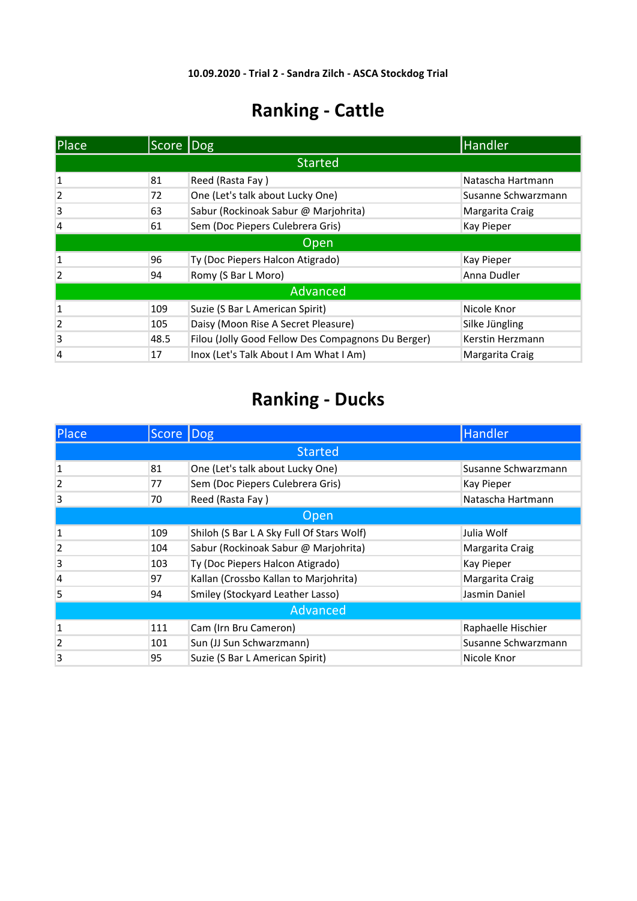**10.09.2020 - Trial 2 - Sandra Zilch - ASCA Stockdog Trial**

# Ranking - Cattle

| Place | Score | Dog | Handler |
|---|---|---|---|
| Started | | | |
| 1 | 81 | Reed (Rasta Fay ) | Natascha Hartmann |
| 2 | 72 | One (Let's talk about Lucky One) | Susanne Schwarzmann |
| 3 | 63 | Sabur (Rockinoak Sabur @ Marjohrita) | Margarita Craig |
| 4 | 61 | Sem (Doc Piepers Culebrera Gris) | Kay Pieper |
| Open | | | |
| 1 | 96 | Ty (Doc Piepers Halcon Atigrado) | Kay Pieper |
| 2 | 94 | Romy (S Bar L Moro) | Anna Dudler |
| Advanced | | | |
| 1 | 109 | Suzie (S Bar L American Spirit) | Nicole Knor |
| 2 | 105 | Daisy (Moon Rise A Secret Pleasure) | Silke Jüngling |
| 3 | 48.5 | Filou (Jolly Good Fellow Des Compagnons Du Berger) | Kerstin Herzmann |
| 4 | 17 | Inox (Let's Talk About I Am What I Am) | Margarita Craig |

# Ranking - Ducks

| Place | Score | Dog | Handler |
|---|---|---|---|
| Started | | | |
| 1 | 81 | One (Let's talk about Lucky One) | Susanne Schwarzmann |
| 2 | 77 | Sem (Doc Piepers Culebrera Gris) | Kay Pieper |
| 3 | 70 | Reed (Rasta Fay ) | Natascha Hartmann |
| Open | | | |
| 1 | 109 | Shiloh (S Bar L A Sky Full Of Stars Wolf) | Julia Wolf |
| 2 | 104 | Sabur (Rockinoak Sabur @ Marjohrita) | Margarita Craig |
| 3 | 103 | Ty (Doc Piepers Halcon Atigrado) | Kay Pieper |
| 4 | 97 | Kallan (Crossbo Kallan to Marjohrita) | Margarita Craig |
| 5 | 94 | Smiley (Stockyard Leather Lasso) | Jasmin Daniel |
| Advanced | | | |
| 1 | 111 | Cam (Irn Bru Cameron) | Raphaelle Hischier |
| 2 | 101 | Sun (JJ Sun Schwarzmann) | Susanne Schwarzmann |
| 3 | 95 | Suzie (S Bar L American Spirit) | Nicole Knor |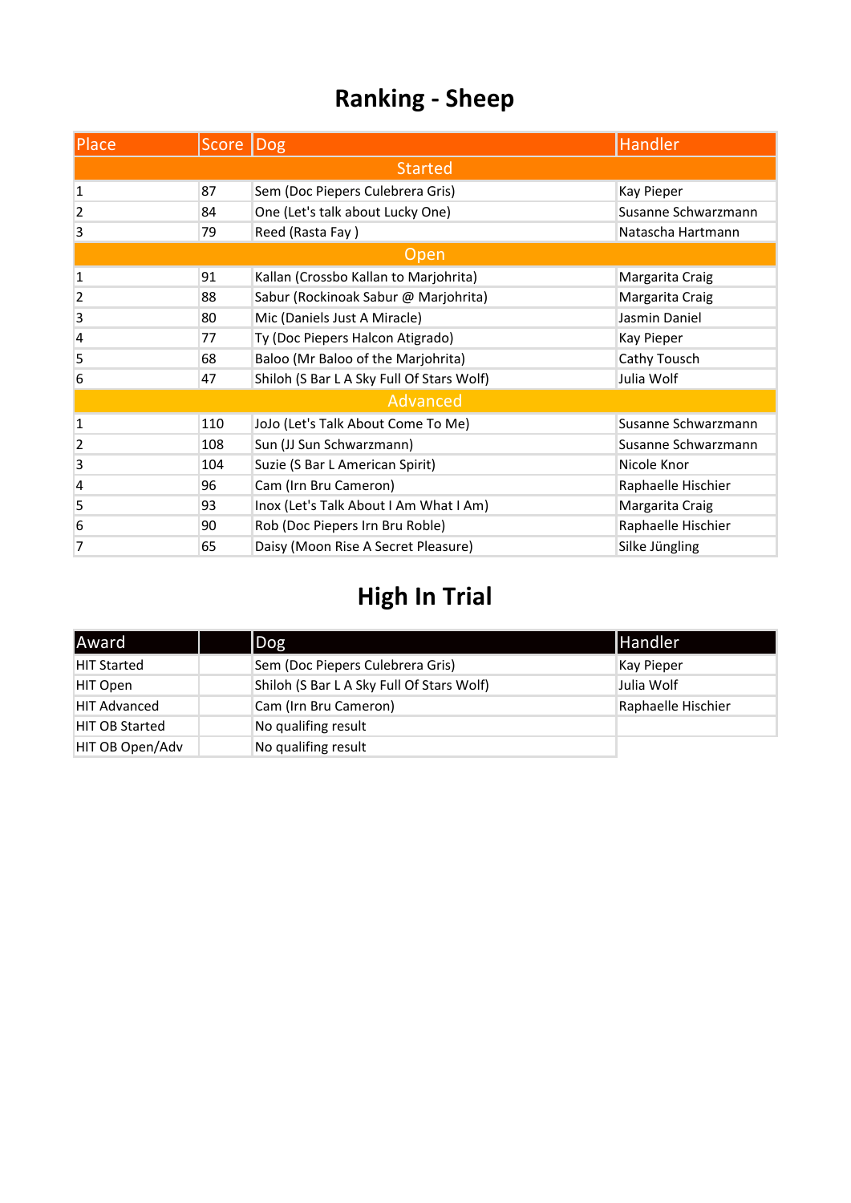# Ranking - Sheep

| Place | Score | Dog | Handler |
|---|---|---|---|
| **Started** | | | |
| 1 | 87 | Sem (Doc Piepers Culebrera Gris) | Kay Pieper |
| 2 | 84 | One (Let's talk about Lucky One) | Susanne Schwarzmann |
| 3 | 79 | Reed (Rasta Fay ) | Natascha Hartmann |
| **Open** | | | |
| 1 | 91 | Kallan (Crossbo Kallan to Marjohrita) | Margarita Craig |
| 2 | 88 | Sabur (Rockinoak Sabur @ Marjohrita) | Margarita Craig |
| 3 | 80 | Mic (Daniels Just A Miracle) | Jasmin Daniel |
| 4 | 77 | Ty (Doc Piepers Halcon Atigrado) | Kay Pieper |
| 5 | 68 | Baloo (Mr Baloo of the Marjohrita) | Cathy Tousch |
| 6 | 47 | Shiloh (S Bar L A Sky Full Of Stars Wolf) | Julia Wolf |
| **Advanced** | | | |
| 1 | 110 | JoJo (Let's Talk About Come To Me) | Susanne Schwarzmann |
| 2 | 108 | Sun (JJ Sun Schwarzmann) | Susanne Schwarzmann |
| 3 | 104 | Suzie (S Bar L American Spirit) | Nicole Knor |
| 4 | 96 | Cam (Irn Bru Cameron) | Raphaelle Hischier |
| 5 | 93 | Inox (Let's Talk About I Am What I Am) | Margarita Craig |
| 6 | 90 | Rob (Doc Piepers Irn Bru Roble) | Raphaelle Hischier |
| 7 | 65 | Daisy (Moon Rise A Secret Pleasure) | Silke Jüngling |

# High In Trial

| Award | | Dog | Handler |
|---|---|---|---|
| HIT Started | | Sem (Doc Piepers Culebrera Gris) | Kay Pieper |
| HIT Open | | Shiloh (S Bar L A Sky Full Of Stars Wolf) | Julia Wolf |
| HIT Advanced | | Cam (Irn Bru Cameron) | Raphaelle Hischier |
| HIT OB Started | | No qualifing result | |
| HIT OB Open/Adv | | No qualifing result | |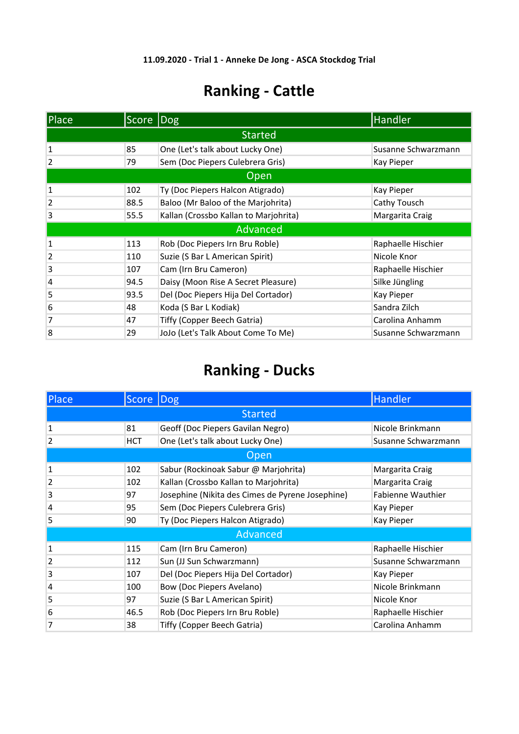**11.09.2020 - Trial 1 - Anneke De Jong - ASCA Stockdog Trial**

# Ranking - Cattle

| Place | Score | Dog | Handler |
|---|---|---|---|
| **Started** | | | |
| 1 | 85 | One (Let's talk about Lucky One) | Susanne Schwarzmann |
| 2 | 79 | Sem (Doc Piepers Culebrera Gris) | Kay Pieper |
| **Open** | | | |
| 1 | 102 | Ty (Doc Piepers Halcon Atigrado) | Kay Pieper |
| 2 | 88.5 | Baloo (Mr Baloo of the Marjohrita) | Cathy Tousch |
| 3 | 55.5 | Kallan (Crossbo Kallan to Marjohrita) | Margarita Craig |
| **Advanced** | | | |
| 1 | 113 | Rob (Doc Piepers Irn Bru Roble) | Raphaelle Hischier |
| 2 | 110 | Suzie (S Bar L American Spirit) | Nicole Knor |
| 3 | 107 | Cam (Irn Bru Cameron) | Raphaelle Hischier |
| 4 | 94.5 | Daisy (Moon Rise A Secret Pleasure) | Silke Jüngling |
| 5 | 93.5 | Del (Doc Piepers Hija Del Cortador) | Kay Pieper |
| 6 | 48 | Koda (S Bar L Kodiak) | Sandra Zilch |
| 7 | 47 | Tiffy (Copper Beech Gatria) | Carolina Anhamm |
| 8 | 29 | JoJo (Let's Talk About Come To Me) | Susanne Schwarzmann |

# Ranking - Ducks

| Place | Score | Dog | Handler |
|---|---|---|---|
| **Started** | | | |
| 1 | 81 | Geoff (Doc Piepers Gavilan Negro) | Nicole Brinkmann |
| 2 | HCT | One (Let's talk about Lucky One) | Susanne Schwarzmann |
| **Open** | | | |
| 1 | 102 | Sabur (Rockinoak Sabur @ Marjohrita) | Margarita Craig |
| 2 | 102 | Kallan (Crossbo Kallan to Marjohrita) | Margarita Craig |
| 3 | 97 | Josephine (Nikita des Cimes de Pyrene Josephine) | Fabienne Wauthier |
| 4 | 95 | Sem (Doc Piepers Culebrera Gris) | Kay Pieper |
| 5 | 90 | Ty (Doc Piepers Halcon Atigrado) | Kay Pieper |
| **Advanced** | | | |
| 1 | 115 | Cam (Irn Bru Cameron) | Raphaelle Hischier |
| 2 | 112 | Sun (JJ Sun Schwarzmann) | Susanne Schwarzmann |
| 3 | 107 | Del (Doc Piepers Hija Del Cortador) | Kay Pieper |
| 4 | 100 | Bow (Doc Piepers Avelano) | Nicole Brinkmann |
| 5 | 97 | Suzie (S Bar L American Spirit) | Nicole Knor |
| 6 | 46.5 | Rob (Doc Piepers Irn Bru Roble) | Raphaelle Hischier |
| 7 | 38 | Tiffy (Copper Beech Gatria) | Carolina Anhamm |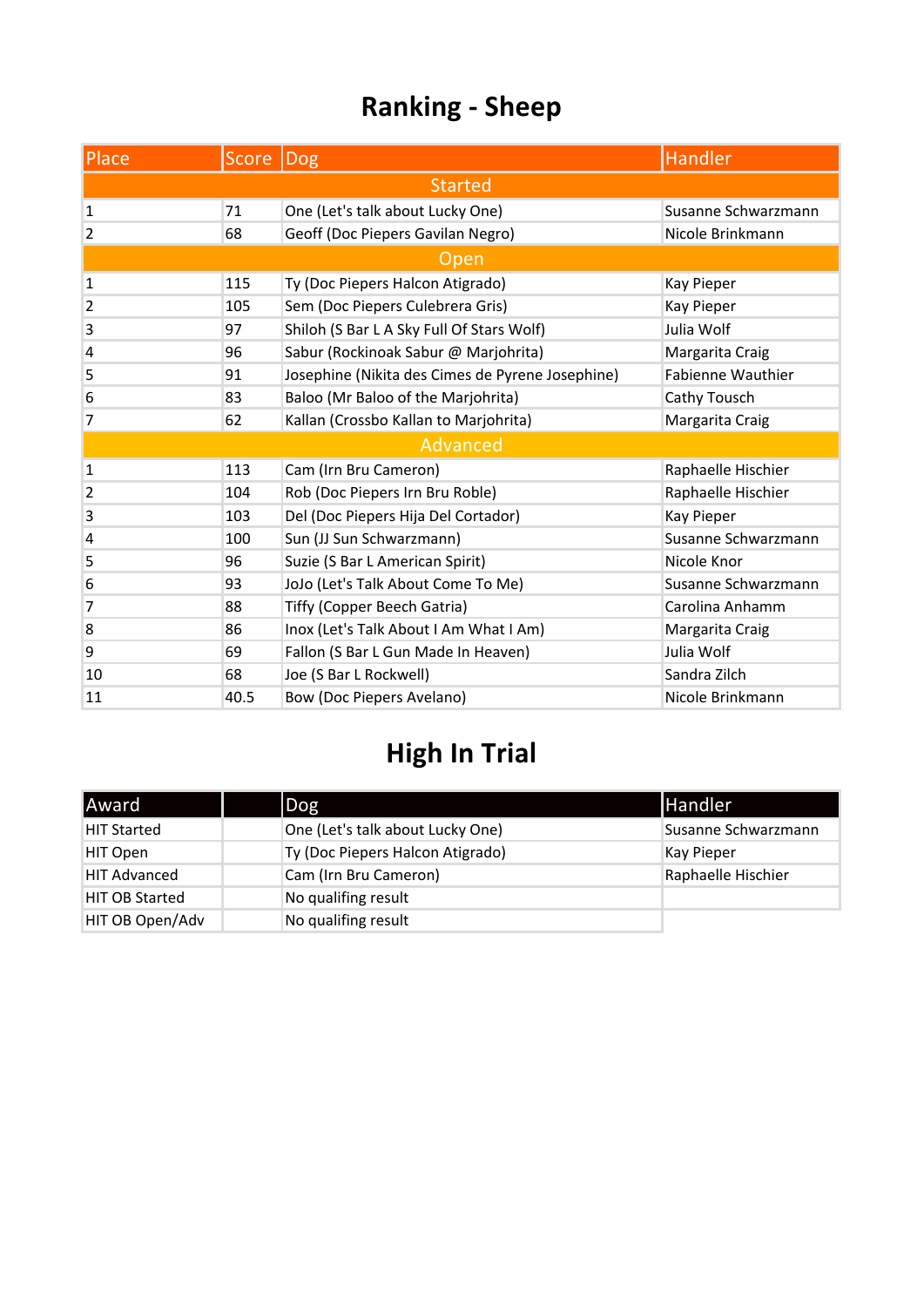# Ranking - Sheep

| Place | Score | Dog | Handler |
|---|---|---|---|
| Started | | | |
| 1 | 71 | One (Let's talk about Lucky One) | Susanne Schwarzmann |
| 2 | 68 | Geoff (Doc Piepers Gavilan Negro) | Nicole Brinkmann |
| Open | | | |
| 1 | 115 | Ty (Doc Piepers Halcon Atigrado) | Kay Pieper |
| 2 | 105 | Sem (Doc Piepers Culebrera Gris) | Kay Pieper |
| 3 | 97 | Shiloh (S Bar L A Sky Full Of Stars Wolf) | Julia Wolf |
| 4 | 96 | Sabur (Rockinoak Sabur @ Marjohrita) | Margarita Craig |
| 5 | 91 | Josephine (Nikita des Cimes de Pyrene Josephine) | Fabienne Wauthier |
| 6 | 83 | Baloo (Mr Baloo of the Marjohrita) | Cathy Tousch |
| 7 | 62 | Kallan (Crossbo Kallan to Marjohrita) | Margarita Craig |
| Advanced | | | |
| 1 | 113 | Cam (Irn Bru Cameron) | Raphaelle Hischier |
| 2 | 104 | Rob (Doc Piepers Irn Bru Roble) | Raphaelle Hischier |
| 3 | 103 | Del (Doc Piepers Hija Del Cortador) | Kay Pieper |
| 4 | 100 | Sun (JJ Sun Schwarzmann) | Susanne Schwarzmann |
| 5 | 96 | Suzie (S Bar L American Spirit) | Nicole Knor |
| 6 | 93 | JoJo (Let's Talk About Come To Me) | Susanne Schwarzmann |
| 7 | 88 | Tiffy (Copper Beech Gatria) | Carolina Anhamm |
| 8 | 86 | Inox (Let's Talk About I Am What I Am) | Margarita Craig |
| 9 | 69 | Fallon (S Bar L Gun Made In Heaven) | Julia Wolf |
| 10 | 68 | Joe (S Bar L Rockwell) | Sandra Zilch |
| 11 | 40.5 | Bow (Doc Piepers Avelano) | Nicole Brinkmann |

# High In Trial

| Award | | Dog | Handler |
|---|---|---|---|
| HIT Started | | One (Let's talk about Lucky One) | Susanne Schwarzmann |
| HIT Open | | Ty (Doc Piepers Halcon Atigrado) | Kay Pieper |
| HIT Advanced | | Cam (Irn Bru Cameron) | Raphaelle Hischier |
| HIT OB Started | | No qualifing result | |
| HIT OB Open/Adv | | No qualifing result | |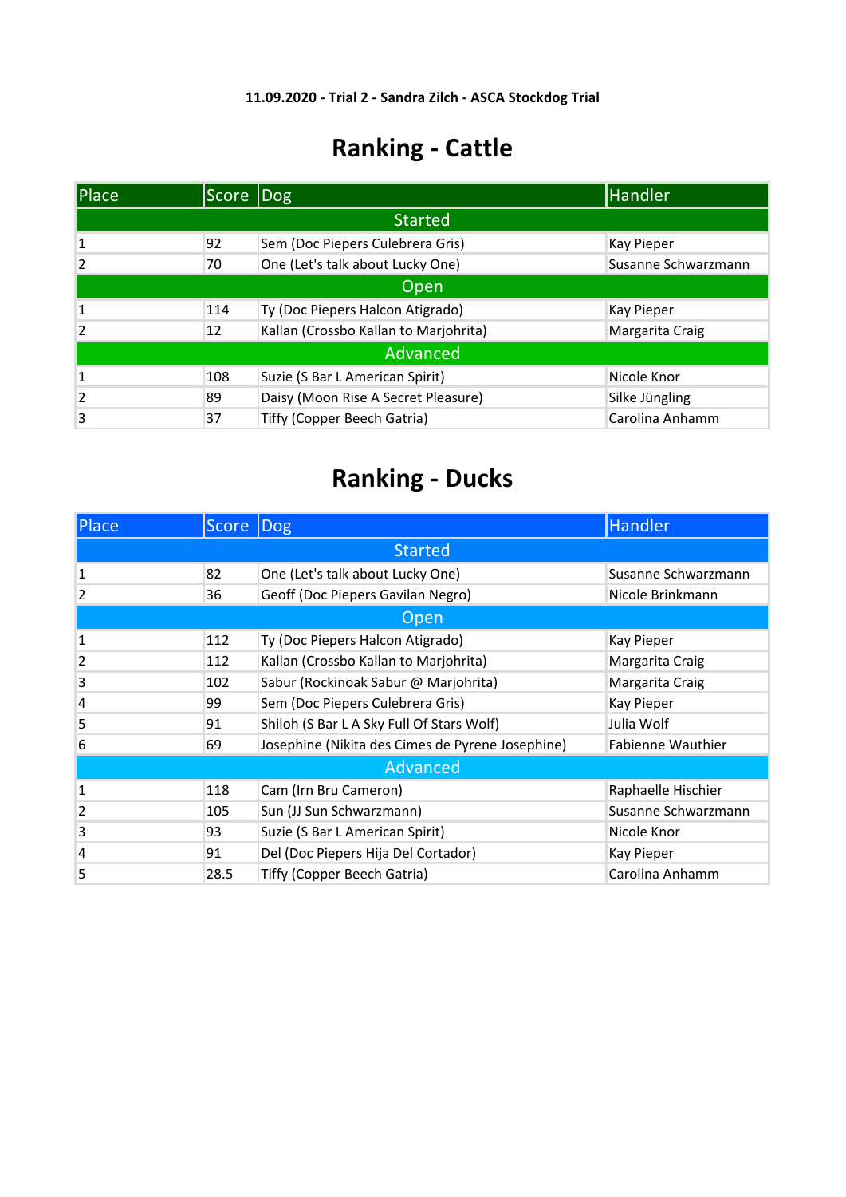**11.09.2020 - Trial 2 - Sandra Zilch - ASCA Stockdog Trial**

# Ranking - Cattle

| Place | Score | Dog | Handler |
|---|---|---|---|
| Started | | | |
| 1 | 92 | Sem (Doc Piepers Culebrera Gris) | Kay Pieper |
| 2 | 70 | One (Let's talk about Lucky One) | Susanne Schwarzmann |
| Open | | | |
| 1 | 114 | Ty (Doc Piepers Halcon Atigrado) | Kay Pieper |
| 2 | 12 | Kallan (Crossbo Kallan to Marjohrita) | Margarita Craig |
| Advanced | | | |
| 1 | 108 | Suzie (S Bar L American Spirit) | Nicole Knor |
| 2 | 89 | Daisy (Moon Rise A Secret Pleasure) | Silke Jüngling |
| 3 | 37 | Tiffy (Copper Beech Gatria) | Carolina Anhamm |

# Ranking - Ducks

| Place | Score | Dog | Handler |
|---|---|---|---|
| Started | | | |
| 1 | 82 | One (Let's talk about Lucky One) | Susanne Schwarzmann |
| 2 | 36 | Geoff (Doc Piepers Gavilan Negro) | Nicole Brinkmann |
| Open | | | |
| 1 | 112 | Ty (Doc Piepers Halcon Atigrado) | Kay Pieper |
| 2 | 112 | Kallan (Crossbo Kallan to Marjohrita) | Margarita Craig |
| 3 | 102 | Sabur (Rockinoak Sabur @ Marjohrita) | Margarita Craig |
| 4 | 99 | Sem (Doc Piepers Culebrera Gris) | Kay Pieper |
| 5 | 91 | Shiloh (S Bar L A Sky Full Of Stars Wolf) | Julia Wolf |
| 6 | 69 | Josephine (Nikita des Cimes de Pyrene Josephine) | Fabienne Wauthier |
| Advanced | | | |
| 1 | 118 | Cam (Irn Bru Cameron) | Raphaelle Hischier |
| 2 | 105 | Sun (JJ Sun Schwarzmann) | Susanne Schwarzmann |
| 3 | 93 | Suzie (S Bar L American Spirit) | Nicole Knor |
| 4 | 91 | Del (Doc Piepers Hija Del Cortador) | Kay Pieper |
| 5 | 28.5 | Tiffy (Copper Beech Gatria) | Carolina Anhamm |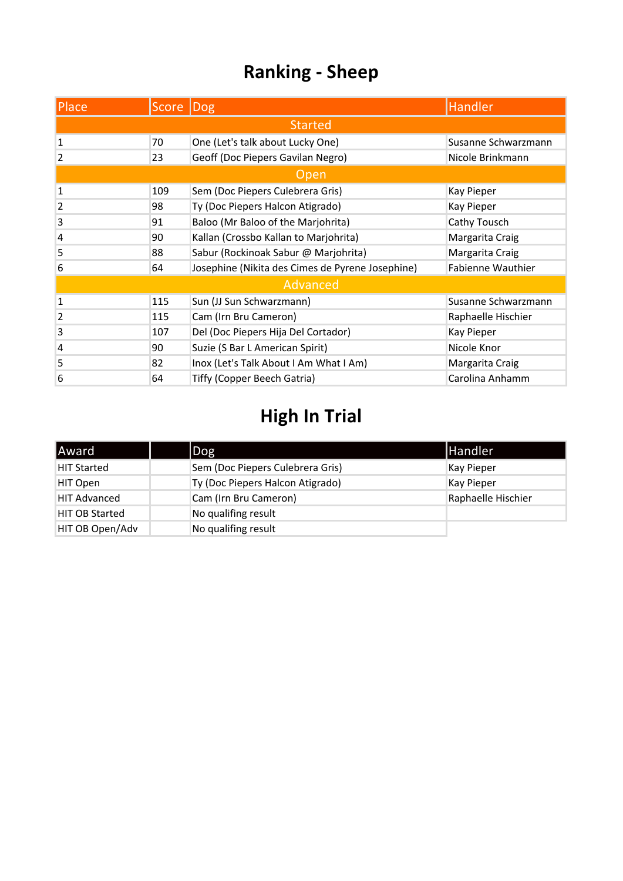# Ranking - Sheep

| Place | Score | Dog | Handler |
| --- | --- | --- | --- |
| Started | | | |
| 1 | 70 | One (Let's talk about Lucky One) | Susanne Schwarzmann |
| 2 | 23 | Geoff (Doc Piepers Gavilan Negro) | Nicole Brinkmann |
| Open | | | |
| 1 | 109 | Sem (Doc Piepers Culebrera Gris) | Kay Pieper |
| 2 | 98 | Ty (Doc Piepers Halcon Atigrado) | Kay Pieper |
| 3 | 91 | Baloo (Mr Baloo of the Marjohrita) | Cathy Tousch |
| 4 | 90 | Kallan (Crossbo Kallan to Marjohrita) | Margarita Craig |
| 5 | 88 | Sabur (Rockinoak Sabur @ Marjohrita) | Margarita Craig |
| 6 | 64 | Josephine (Nikita des Cimes de Pyrene Josephine) | Fabienne Wauthier |
| Advanced | | | |
| 1 | 115 | Sun (JJ Sun Schwarzmann) | Susanne Schwarzmann |
| 2 | 115 | Cam (Irn Bru Cameron) | Raphaelle Hischier |
| 3 | 107 | Del (Doc Piepers Hija Del Cortador) | Kay Pieper |
| 4 | 90 | Suzie (S Bar L American Spirit) | Nicole Knor |
| 5 | 82 | Inox (Let's Talk About I Am What I Am) | Margarita Craig |
| 6 | 64 | Tiffy (Copper Beech Gatria) | Carolina Anhamm |

# High In Trial

| Award | | Dog | Handler |
| --- | --- | --- | --- |
| HIT Started | | Sem (Doc Piepers Culebrera Gris) | Kay Pieper |
| HIT Open | | Ty (Doc Piepers Halcon Atigrado) | Kay Pieper |
| HIT Advanced | | Cam (Irn Bru Cameron) | Raphaelle Hischier |
| HIT OB Started | | No qualifing result | |
| HIT OB Open/Adv | | No qualifing result | |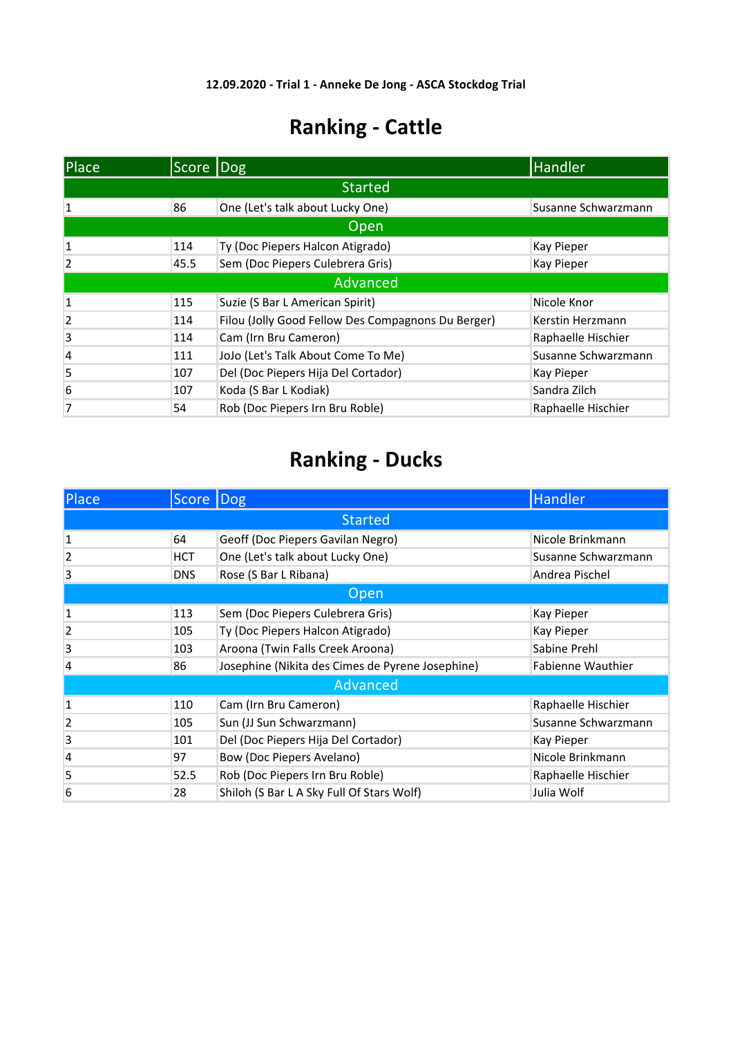**12.09.2020 - Trial 1 - Anneke De Jong - ASCA Stockdog Trial**

# Ranking - Cattle

| Place | Score | Dog | Handler |
|---|---|---|---|
| **Started** | | | |
| 1 | 86 | One (Let's talk about Lucky One) | Susanne Schwarzmann |
| **Open** | | | |
| 1 | 114 | Ty (Doc Piepers Halcon Atigrado) | Kay Pieper |
| 2 | 45.5 | Sem (Doc Piepers Culebrera Gris) | Kay Pieper |
| **Advanced** | | | |
| 1 | 115 | Suzie (S Bar L American Spirit) | Nicole Knor |
| 2 | 114 | Filou (Jolly Good Fellow Des Compagnons Du Berger) | Kerstin Herzmann |
| 3 | 114 | Cam (Irn Bru Cameron) | Raphaelle Hischier |
| 4 | 111 | JoJo (Let's Talk About Come To Me) | Susanne Schwarzmann |
| 5 | 107 | Del (Doc Piepers Hija Del Cortador) | Kay Pieper |
| 6 | 107 | Koda (S Bar L Kodiak) | Sandra Zilch |
| 7 | 54 | Rob (Doc Piepers Irn Bru Roble) | Raphaelle Hischier |

# Ranking - Ducks

| Place | Score | Dog | Handler |
|---|---|---|---|
| **Started** | | | |
| 1 | 64 | Geoff (Doc Piepers Gavilan Negro) | Nicole Brinkmann |
| 2 | HCT | One (Let's talk about Lucky One) | Susanne Schwarzmann |
| 3 | DNS | Rose (S Bar L Ribana) | Andrea Pischel |
| **Open** | | | |
| 1 | 113 | Sem (Doc Piepers Culebrera Gris) | Kay Pieper |
| 2 | 105 | Ty (Doc Piepers Halcon Atigrado) | Kay Pieper |
| 3 | 103 | Aroona (Twin Falls Creek Aroona) | Sabine Prehl |
| 4 | 86 | Josephine (Nikita des Cimes de Pyrene Josephine) | Fabienne Wauthier |
| **Advanced** | | | |
| 1 | 110 | Cam (Irn Bru Cameron) | Raphaelle Hischier |
| 2 | 105 | Sun (JJ Sun Schwarzmann) | Susanne Schwarzmann |
| 3 | 101 | Del (Doc Piepers Hija Del Cortador) | Kay Pieper |
| 4 | 97 | Bow (Doc Piepers Avelano) | Nicole Brinkmann |
| 5 | 52.5 | Rob (Doc Piepers Irn Bru Roble) | Raphaelle Hischier |
| 6 | 28 | Shiloh (S Bar L A Sky Full Of Stars Wolf) | Julia Wolf |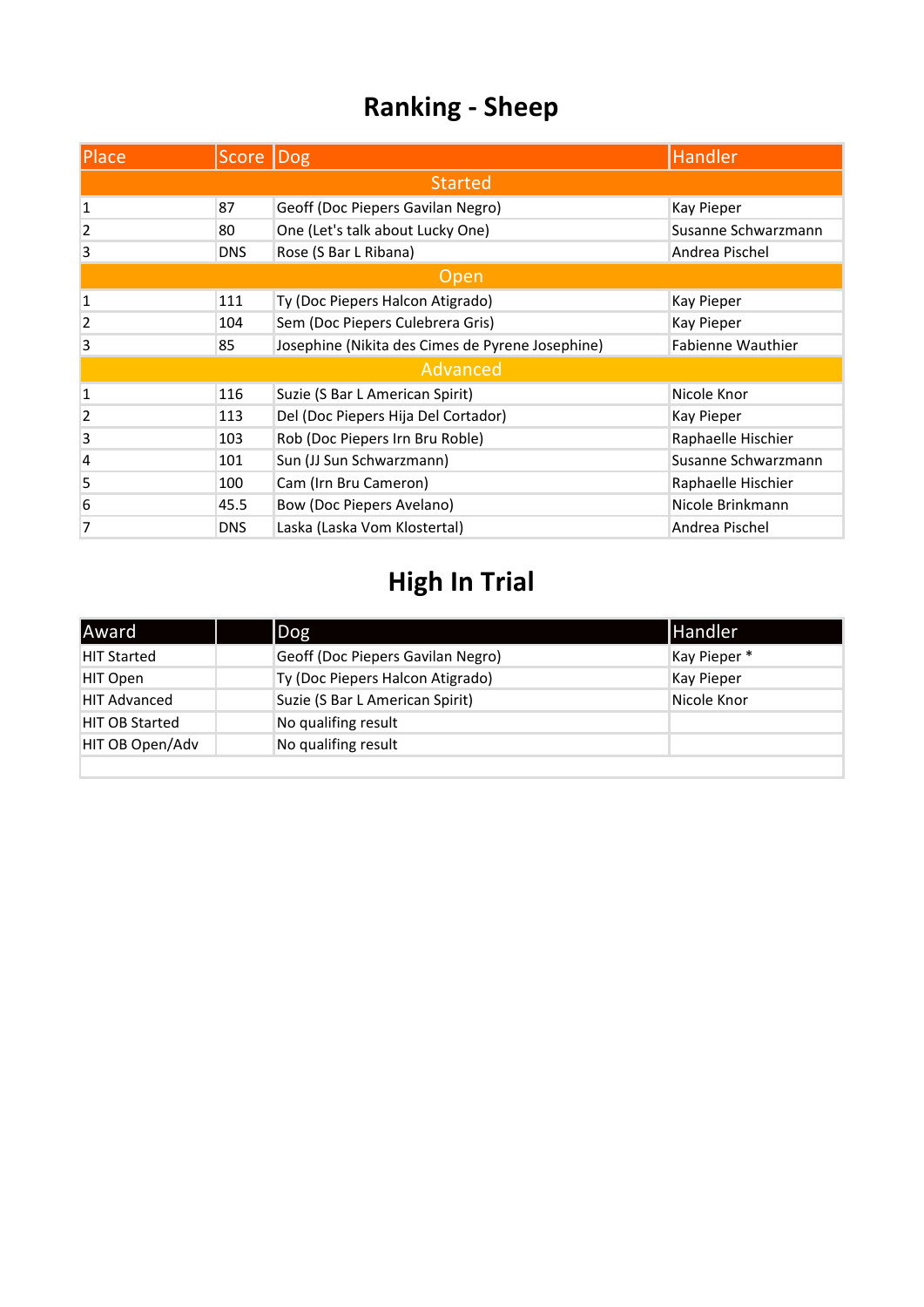# Ranking - Sheep

| Place | Score | Dog | Handler |
|---|---|---|---|
| **Started** | | | |
| 1 | 87 | Geoff (Doc Piepers Gavilan Negro) | Kay Pieper |
| 2 | 80 | One (Let's talk about Lucky One) | Susanne Schwarzmann |
| 3 | DNS | Rose (S Bar L Ribana) | Andrea Pischel |
| **Open** | | | |
| 1 | 111 | Ty (Doc Piepers Halcon Atigrado) | Kay Pieper |
| 2 | 104 | Sem (Doc Piepers Culebrera Gris) | Kay Pieper |
| 3 | 85 | Josephine (Nikita des Cimes de Pyrene Josephine) | Fabienne Wauthier |
| **Advanced** | | | |
| 1 | 116 | Suzie (S Bar L American Spirit) | Nicole Knor |
| 2 | 113 | Del (Doc Piepers Hija Del Cortador) | Kay Pieper |
| 3 | 103 | Rob (Doc Piepers Irn Bru Roble) | Raphaelle Hischier |
| 4 | 101 | Sun (JJ Sun Schwarzmann) | Susanne Schwarzmann |
| 5 | 100 | Cam (Irn Bru Cameron) | Raphaelle Hischier |
| 6 | 45.5 | Bow (Doc Piepers Avelano) | Nicole Brinkmann |
| 7 | DNS | Laska (Laska Vom Klostertal) | Andrea Pischel |

# High In Trial

| Award | | Dog | Handler |
|---|---|---|---|
| HIT Started | | Geoff (Doc Piepers Gavilan Negro) | Kay Pieper * |
| HIT Open | | Ty (Doc Piepers Halcon Atigrado) | Kay Pieper |
| HIT Advanced | | Suzie (S Bar L American Spirit) | Nicole Knor |
| HIT OB Started | | No qualifing result | |
| HIT OB Open/Adv | | No qualifing result | |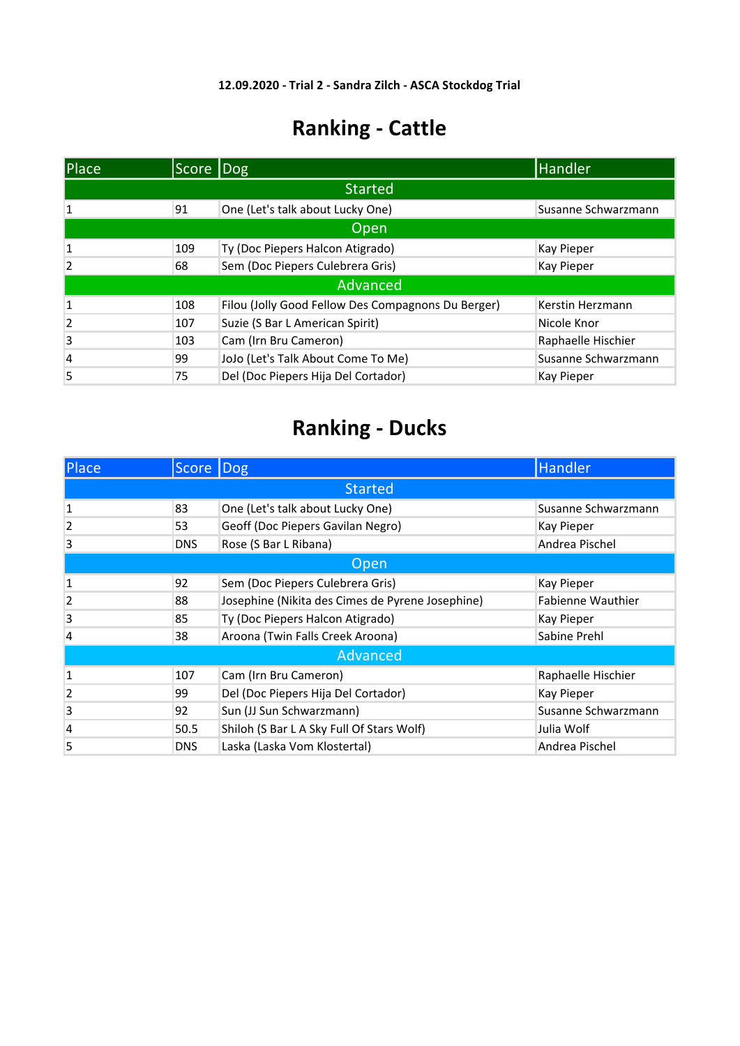**12.09.2020 - Trial 2 - Sandra Zilch - ASCA Stockdog Trial**

# Ranking - Cattle

| Place | Score | Dog | Handler |
|---|---|---|---|
| | | Started | |
| 1 | 91 | One (Let's talk about Lucky One) | Susanne Schwarzmann |
| | | Open | |
| 1 | 109 | Ty (Doc Piepers Halcon Atigrado) | Kay Pieper |
| 2 | 68 | Sem (Doc Piepers Culebrera Gris) | Kay Pieper |
| | | Advanced | |
| 1 | 108 | Filou (Jolly Good Fellow Des Compagnons Du Berger) | Kerstin Herzmann |
| 2 | 107 | Suzie (S Bar L American Spirit) | Nicole Knor |
| 3 | 103 | Cam (Irn Bru Cameron) | Raphaelle Hischier |
| 4 | 99 | JoJo (Let's Talk About Come To Me) | Susanne Schwarzmann |
| 5 | 75 | Del (Doc Piepers Hija Del Cortador) | Kay Pieper |

# Ranking - Ducks

| Place | Score | Dog | Handler |
|---|---|---|---|
| | | Started | |
| 1 | 83 | One (Let's talk about Lucky One) | Susanne Schwarzmann |
| 2 | 53 | Geoff (Doc Piepers Gavilan Negro) | Kay Pieper |
| 3 | DNS | Rose (S Bar L Ribana) | Andrea Pischel |
| | | Open | |
| 1 | 92 | Sem (Doc Piepers Culebrera Gris) | Kay Pieper |
| 2 | 88 | Josephine (Nikita des Cimes de Pyrene Josephine) | Fabienne Wauthier |
| 3 | 85 | Ty (Doc Piepers Halcon Atigrado) | Kay Pieper |
| 4 | 38 | Aroona (Twin Falls Creek Aroona) | Sabine Prehl |
| | | Advanced | |
| 1 | 107 | Cam (Irn Bru Cameron) | Raphaelle Hischier |
| 2 | 99 | Del (Doc Piepers Hija Del Cortador) | Kay Pieper |
| 3 | 92 | Sun (JJ Sun Schwarzmann) | Susanne Schwarzmann |
| 4 | 50.5 | Shiloh (S Bar L A Sky Full Of Stars Wolf) | Julia Wolf |
| 5 | DNS | Laska (Laska Vom Klostertal) | Andrea Pischel |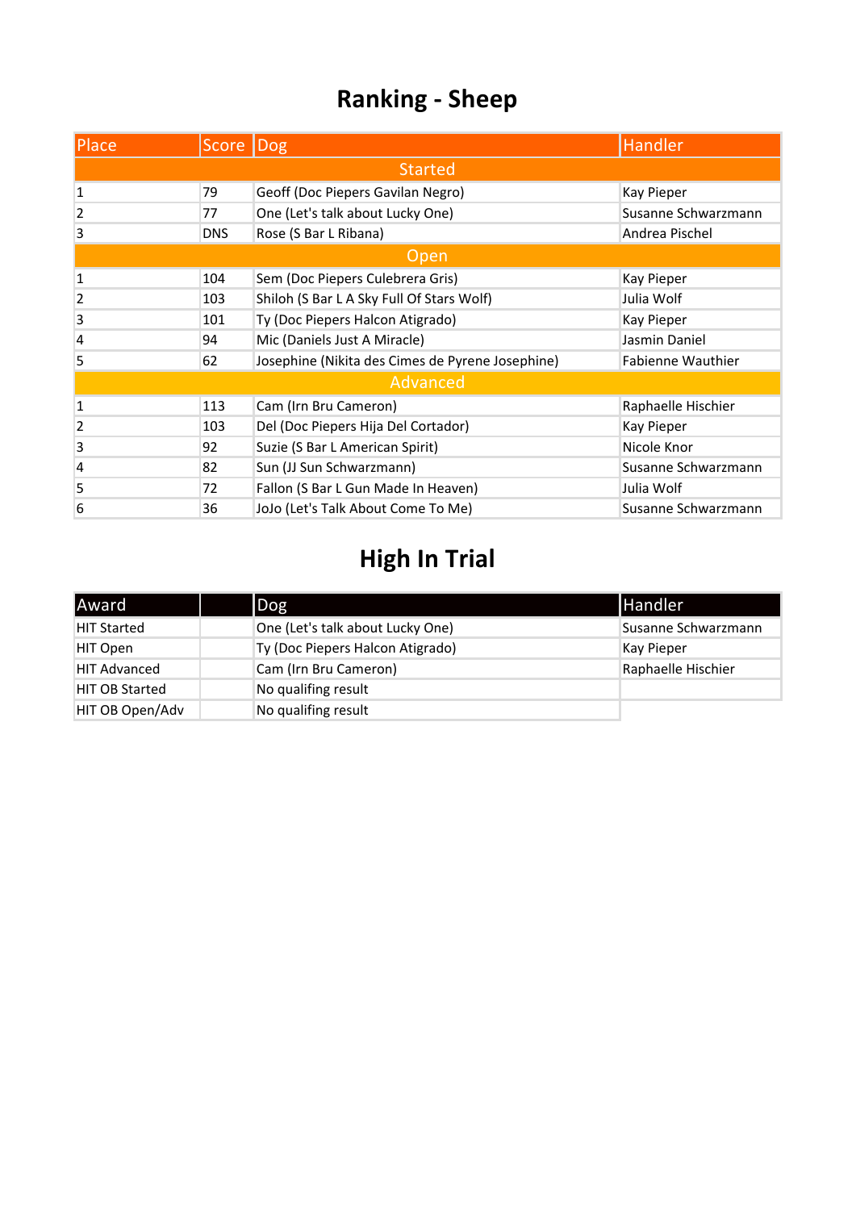# Ranking - Sheep

| Place | Score | Dog | Handler |
|---|---|---|---|
| Started | | | |
| 1 | 79 | Geoff (Doc Piepers Gavilan Negro) | Kay Pieper |
| 2 | 77 | One (Let's talk about Lucky One) | Susanne Schwarzmann |
| 3 | DNS | Rose (S Bar L Ribana) | Andrea Pischel |
| Open | | | |
| 1 | 104 | Sem (Doc Piepers Culebrera Gris) | Kay Pieper |
| 2 | 103 | Shiloh (S Bar L A Sky Full Of Stars Wolf) | Julia Wolf |
| 3 | 101 | Ty (Doc Piepers Halcon Atigrado) | Kay Pieper |
| 4 | 94 | Mic (Daniels Just A Miracle) | Jasmin Daniel |
| 5 | 62 | Josephine (Nikita des Cimes de Pyrene Josephine) | Fabienne Wauthier |
| Advanced | | | |
| 1 | 113 | Cam (Irn Bru Cameron) | Raphaelle Hischier |
| 2 | 103 | Del (Doc Piepers Hija Del Cortador) | Kay Pieper |
| 3 | 92 | Suzie (S Bar L American Spirit) | Nicole Knor |
| 4 | 82 | Sun (JJ Sun Schwarzmann) | Susanne Schwarzmann |
| 5 | 72 | Fallon (S Bar L Gun Made In Heaven) | Julia Wolf |
| 6 | 36 | JoJo (Let's Talk About Come To Me) | Susanne Schwarzmann |

# High In Trial

| Award | | Dog | Handler |
|---|---|---|---|
| HIT Started | | One (Let's talk about Lucky One) | Susanne Schwarzmann |
| HIT Open | | Ty (Doc Piepers Halcon Atigrado) | Kay Pieper |
| HIT Advanced | | Cam (Irn Bru Cameron) | Raphaelle Hischier |
| HIT OB Started | | No qualifing result | |
| HIT OB Open/Adv | | No qualifing result | |